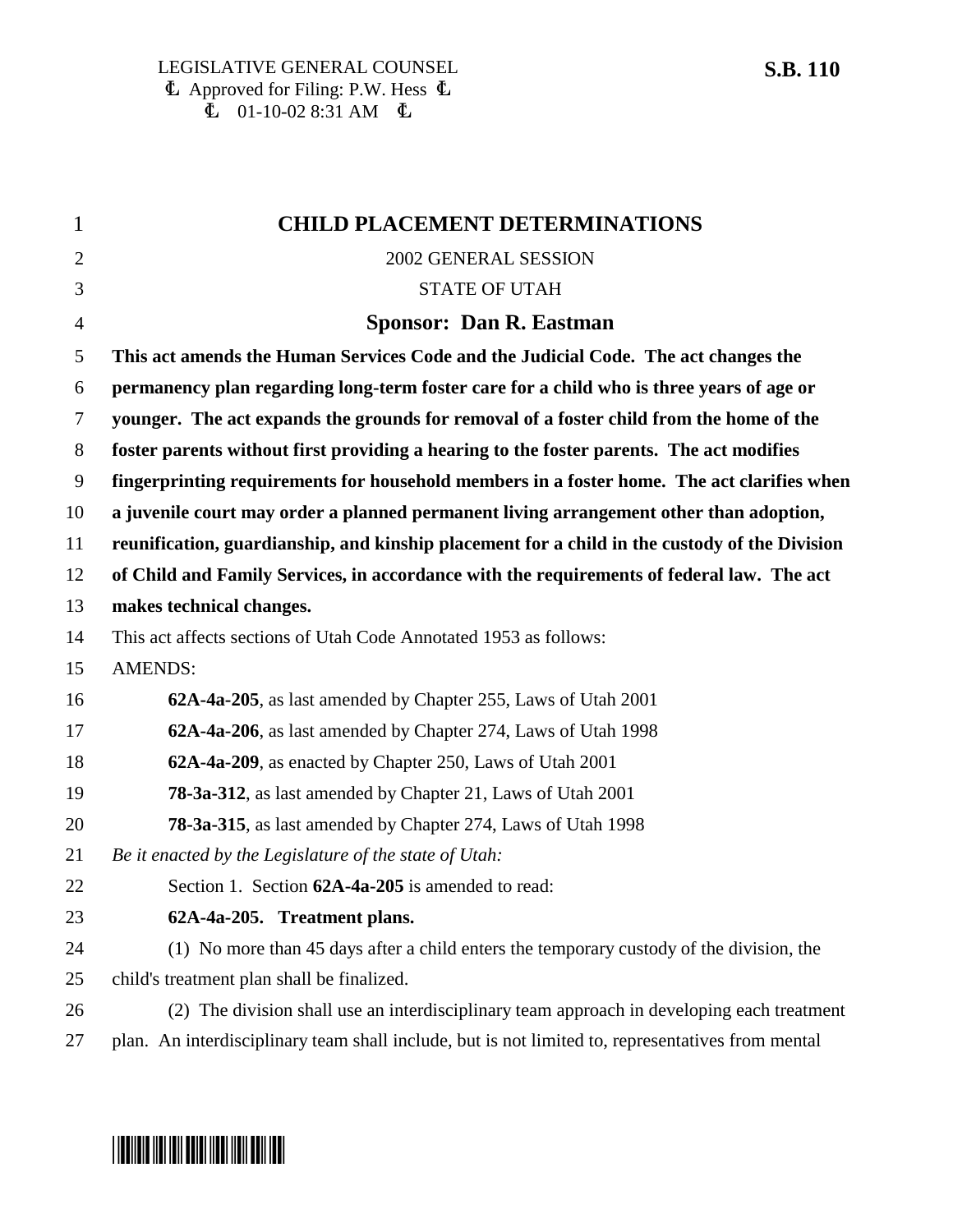LEGISLATIVE GENERAL COUNSEL
Ⓒ Approved for Filing: P.W. Hess Ⓒ
Ⓒ 01-10-02 8:31 AM Ⓒ

**S.B. 110**

# CHILD PLACEMENT DETERMINATIONS

2002 GENERAL SESSION

STATE OF UTAH

## Sponsor: Dan R. Eastman

**This act amends the Human Services Code and the Judicial Code. The act changes the permanency plan regarding long-term foster care for a child who is three years of age or younger. The act expands the grounds for removal of a foster child from the home of the foster parents without first providing a hearing to the foster parents. The act modifies fingerprinting requirements for household members in a foster home. The act clarifies when a juvenile court may order a planned permanent living arrangement other than adoption, reunification, guardianship, and kinship placement for a child in the custody of the Division of Child and Family Services, in accordance with the requirements of federal law. The act makes technical changes.**

This act affects sections of Utah Code Annotated 1953 as follows:

AMENDS:

**62A-4a-205**, as last amended by Chapter 255, Laws of Utah 2001

**62A-4a-206**, as last amended by Chapter 274, Laws of Utah 1998

**62A-4a-209**, as enacted by Chapter 250, Laws of Utah 2001

**78-3a-312**, as last amended by Chapter 21, Laws of Utah 2001

**78-3a-315**, as last amended by Chapter 274, Laws of Utah 1998

*Be it enacted by the Legislature of the state of Utah:*

Section 1. Section **62A-4a-205** is amended to read:

**62A-4a-205. Treatment plans.**

(1) No more than 45 days after a child enters the temporary custody of the division, the child's treatment plan shall be finalized.

(2) The division shall use an interdisciplinary team approach in developing each treatment plan. An interdisciplinary team shall include, but is not limited to, representatives from mental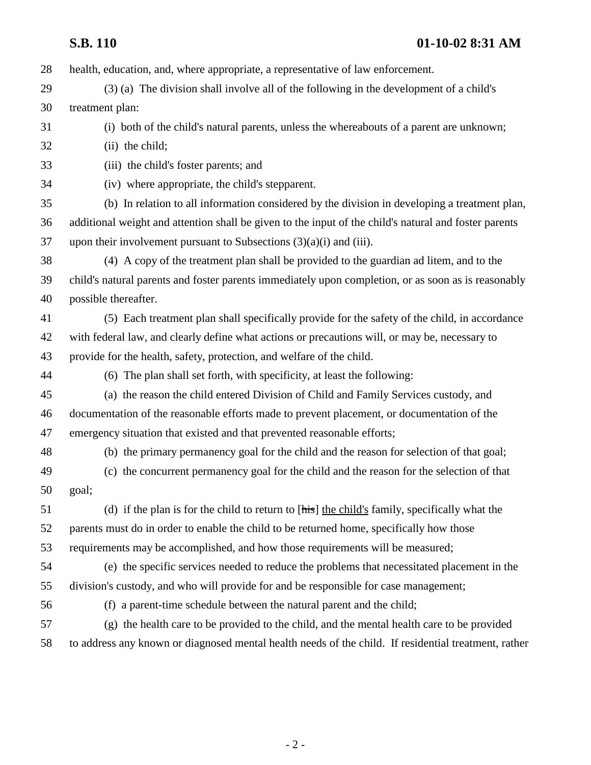health, education, and, where appropriate, a representative of law enforcement.

(3) (a) The division shall involve all of the following in the development of a child's treatment plan:

(i) both of the child's natural parents, unless the whereabouts of a parent are unknown;

(ii) the child;

(iii) the child's foster parents; and

(iv) where appropriate, the child's stepparent.

(b) In relation to all information considered by the division in developing a treatment plan, additional weight and attention shall be given to the input of the child's natural and foster parents upon their involvement pursuant to Subsections (3)(a)(i) and (iii).

(4) A copy of the treatment plan shall be provided to the guardian ad litem, and to the child's natural parents and foster parents immediately upon completion, or as soon as is reasonably possible thereafter.

(5) Each treatment plan shall specifically provide for the safety of the child, in accordance with federal law, and clearly define what actions or precautions will, or may be, necessary to provide for the health, safety, protection, and welfare of the child.

(6) The plan shall set forth, with specificity, at least the following:

(a) the reason the child entered Division of Child and Family Services custody, and documentation of the reasonable efforts made to prevent placement, or documentation of the emergency situation that existed and that prevented reasonable efforts;

(b) the primary permanency goal for the child and the reason for selection of that goal;

(c) the concurrent permanency goal for the child and the reason for the selection of that goal;

(d) if the plan is for the child to return to [~~his~~] the child's family, specifically what the parents must do in order to enable the child to be returned home, specifically how those requirements may be accomplished, and how those requirements will be measured;

(e) the specific services needed to reduce the problems that necessitated placement in the division's custody, and who will provide for and be responsible for case management;

(f) a parent-time schedule between the natural parent and the child;

(g) the health care to be provided to the child, and the mental health care to be provided to address any known or diagnosed mental health needs of the child. If residential treatment, rather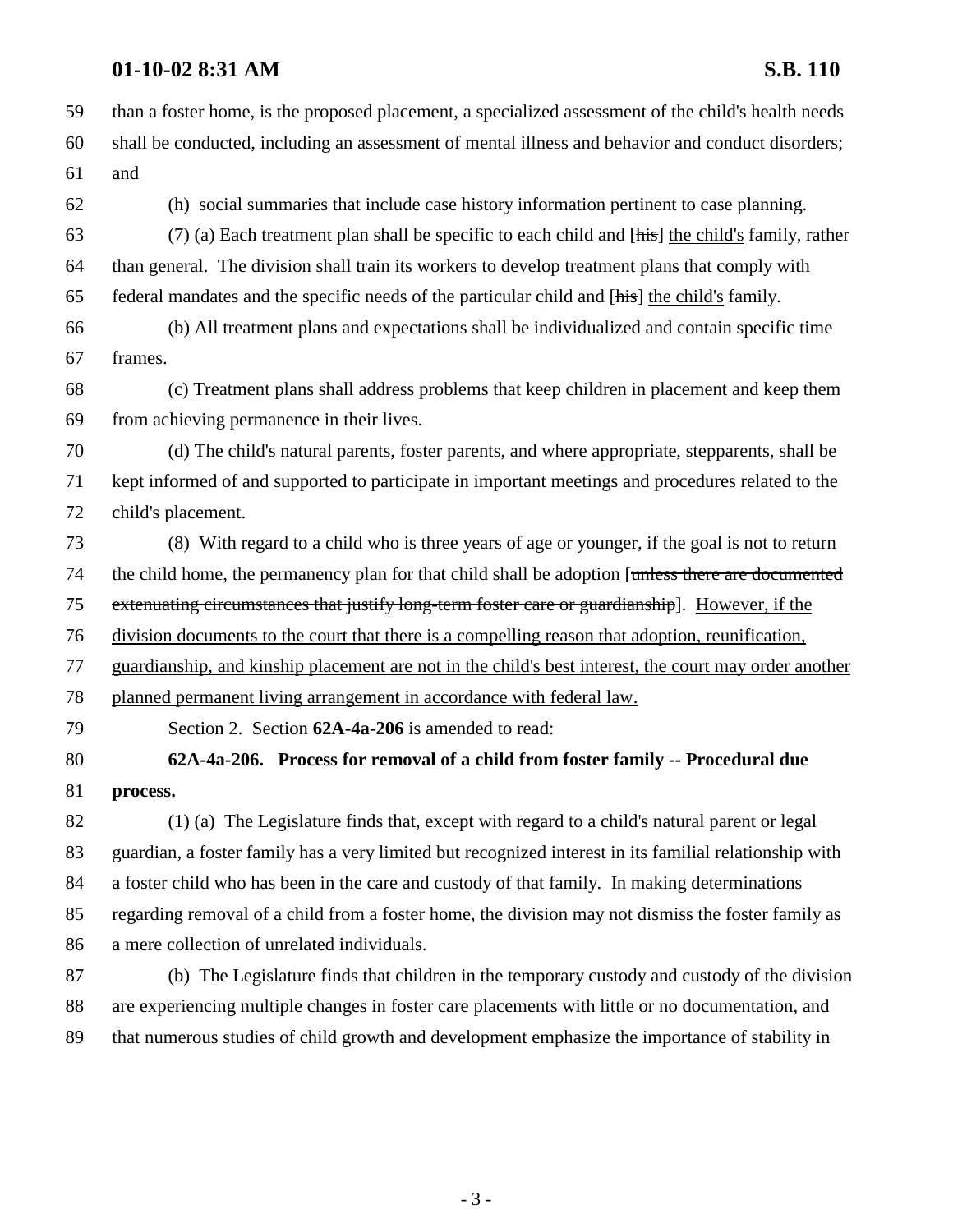than a foster home, is the proposed placement, a specialized assessment of the child's health needs shall be conducted, including an assessment of mental illness and behavior and conduct disorders; and

(h) social summaries that include case history information pertinent to case planning.

(7) (a) Each treatment plan shall be specific to each child and [~~his~~] <u>the child's</u> family, rather than general. The division shall train its workers to develop treatment plans that comply with federal mandates and the specific needs of the particular child and [~~his~~] <u>the child's</u> family.

(b) All treatment plans and expectations shall be individualized and contain specific time frames.

(c) Treatment plans shall address problems that keep children in placement and keep them from achieving permanence in their lives.

(d) The child's natural parents, foster parents, and where appropriate, stepparents, shall be kept informed of and supported to participate in important meetings and procedures related to the child's placement.

(8) With regard to a child who is three years of age or younger, if the goal is not to return the child home, the permanency plan for that child shall be adoption [~~unless there are documented extenuating circumstances that justify long-term foster care or guardianship~~]. <u>However, if the division documents to the court that there is a compelling reason that adoption, reunification, guardianship, and kinship placement are not in the child's best interest, the court may order another planned permanent living arrangement in accordance with federal law.</u>

Section 2. Section **62A-4a-206** is amended to read:

**62A-4a-206. Process for removal of a child from foster family -- Procedural due process.**

(1) (a) The Legislature finds that, except with regard to a child's natural parent or legal guardian, a foster family has a very limited but recognized interest in its familial relationship with a foster child who has been in the care and custody of that family. In making determinations regarding removal of a child from a foster home, the division may not dismiss the foster family as a mere collection of unrelated individuals.

(b) The Legislature finds that children in the temporary custody and custody of the division are experiencing multiple changes in foster care placements with little or no documentation, and that numerous studies of child growth and development emphasize the importance of stability in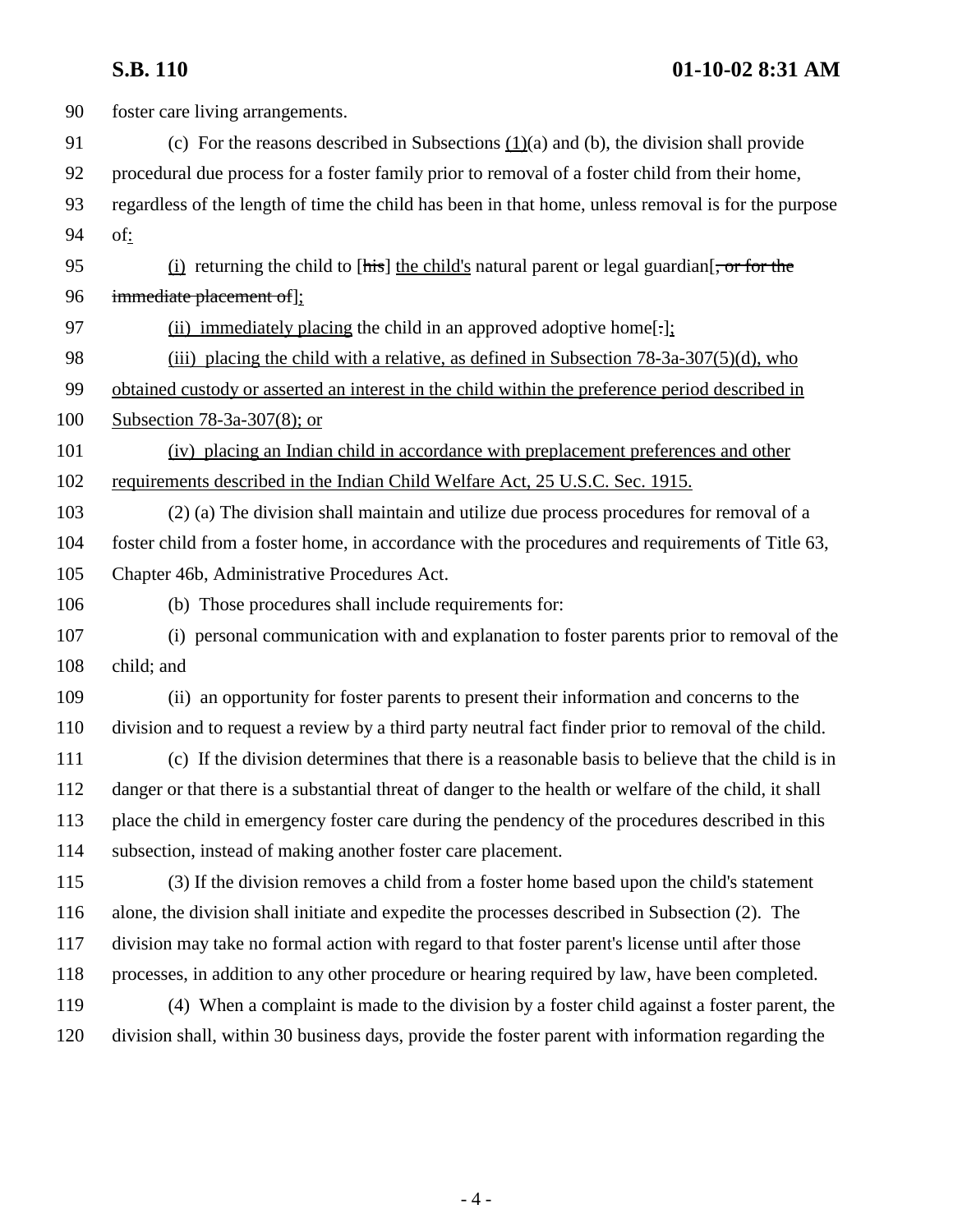foster care living arrangements.

(c) For the reasons described in Subsections (1)(a) and (b), the division shall provide procedural due process for a foster family prior to removal of a foster child from their home, regardless of the length of time the child has been in that home, unless removal is for the purpose of:

(i) returning the child to [his] the child's natural parent or legal guardian[, or for the immediate placement of];

(ii) immediately placing the child in an approved adoptive home[.];

(iii) placing the child with a relative, as defined in Subsection 78-3a-307(5)(d), who obtained custody or asserted an interest in the child within the preference period described in Subsection 78-3a-307(8); or

(iv) placing an Indian child in accordance with preplacement preferences and other requirements described in the Indian Child Welfare Act, 25 U.S.C. Sec. 1915.

(2) (a) The division shall maintain and utilize due process procedures for removal of a foster child from a foster home, in accordance with the procedures and requirements of Title 63, Chapter 46b, Administrative Procedures Act.

(b) Those procedures shall include requirements for:

(i) personal communication with and explanation to foster parents prior to removal of the child; and

(ii) an opportunity for foster parents to present their information and concerns to the division and to request a review by a third party neutral fact finder prior to removal of the child.

(c) If the division determines that there is a reasonable basis to believe that the child is in danger or that there is a substantial threat of danger to the health or welfare of the child, it shall place the child in emergency foster care during the pendency of the procedures described in this subsection, instead of making another foster care placement.

(3) If the division removes a child from a foster home based upon the child's statement alone, the division shall initiate and expedite the processes described in Subsection (2). The division may take no formal action with regard to that foster parent's license until after those processes, in addition to any other procedure or hearing required by law, have been completed.

(4) When a complaint is made to the division by a foster child against a foster parent, the division shall, within 30 business days, provide the foster parent with information regarding the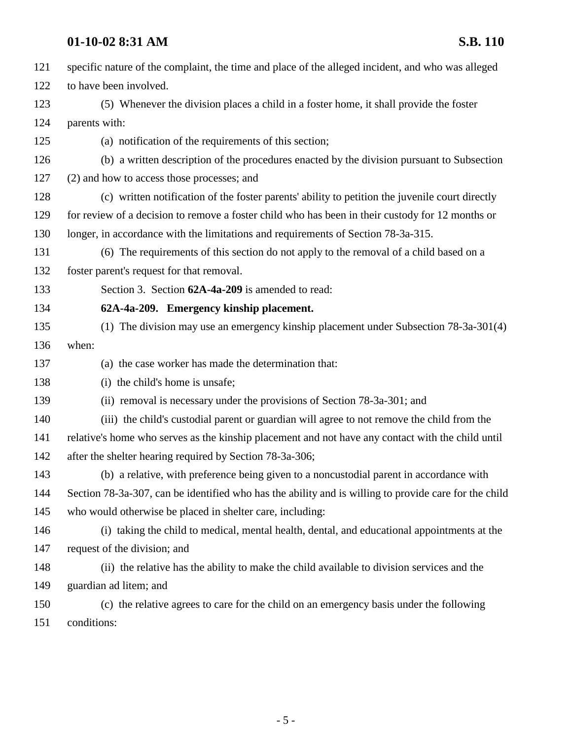specific nature of the complaint, the time and place of the alleged incident, and who was alleged to have been involved.

(5) Whenever the division places a child in a foster home, it shall provide the foster parents with:

(a) notification of the requirements of this section;

(b) a written description of the procedures enacted by the division pursuant to Subsection (2) and how to access those processes; and

(c) written notification of the foster parents' ability to petition the juvenile court directly for review of a decision to remove a foster child who has been in their custody for 12 months or longer, in accordance with the limitations and requirements of Section 78-3a-315.

(6) The requirements of this section do not apply to the removal of a child based on a foster parent's request for that removal.

Section 3. Section **62A-4a-209** is amended to read:

**62A-4a-209. Emergency kinship placement.**

(1) The division may use an emergency kinship placement under Subsection 78-3a-301(4) when:

(a) the case worker has made the determination that:

(i) the child's home is unsafe;

(ii) removal is necessary under the provisions of Section 78-3a-301; and

(iii) the child's custodial parent or guardian will agree to not remove the child from the relative's home who serves as the kinship placement and not have any contact with the child until after the shelter hearing required by Section 78-3a-306;

(b) a relative, with preference being given to a noncustodial parent in accordance with Section 78-3a-307, can be identified who has the ability and is willing to provide care for the child who would otherwise be placed in shelter care, including:

(i) taking the child to medical, mental health, dental, and educational appointments at the request of the division; and

(ii) the relative has the ability to make the child available to division services and the guardian ad litem; and

(c) the relative agrees to care for the child on an emergency basis under the following conditions: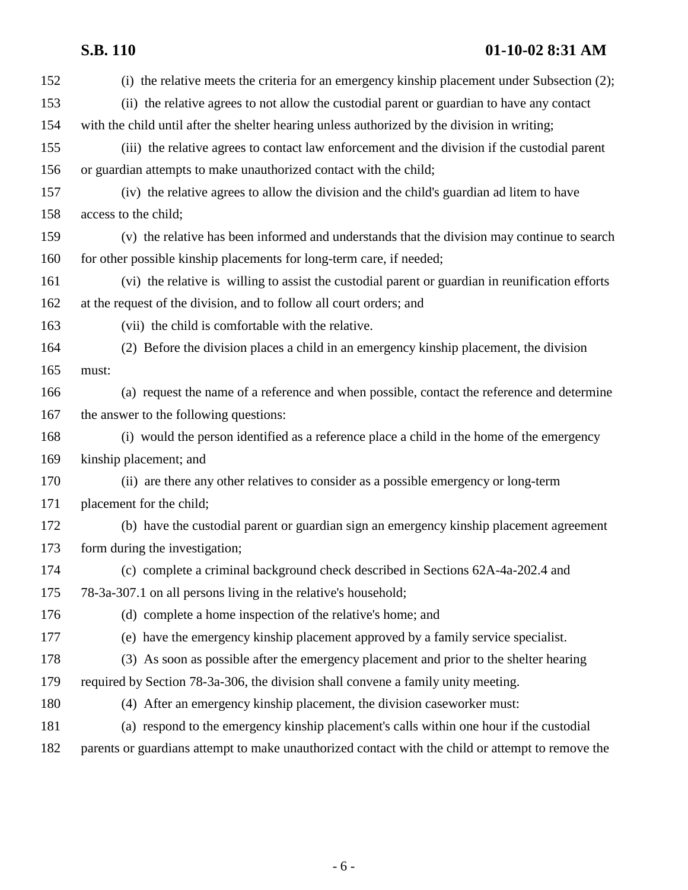(i) the relative meets the criteria for an emergency kinship placement under Subsection (2);

(ii) the relative agrees to not allow the custodial parent or guardian to have any contact with the child until after the shelter hearing unless authorized by the division in writing;

(iii) the relative agrees to contact law enforcement and the division if the custodial parent or guardian attempts to make unauthorized contact with the child;

(iv) the relative agrees to allow the division and the child's guardian ad litem to have access to the child;

(v) the relative has been informed and understands that the division may continue to search for other possible kinship placements for long-term care, if needed;

(vi) the relative is willing to assist the custodial parent or guardian in reunification efforts at the request of the division, and to follow all court orders; and

(vii) the child is comfortable with the relative.

(2) Before the division places a child in an emergency kinship placement, the division must:

(a) request the name of a reference and when possible, contact the reference and determine the answer to the following questions:

(i) would the person identified as a reference place a child in the home of the emergency kinship placement; and

(ii) are there any other relatives to consider as a possible emergency or long-term placement for the child;

(b) have the custodial parent or guardian sign an emergency kinship placement agreement form during the investigation;

(c) complete a criminal background check described in Sections 62A-4a-202.4 and 78-3a-307.1 on all persons living in the relative's household;

(d) complete a home inspection of the relative's home; and

(e) have the emergency kinship placement approved by a family service specialist.

(3) As soon as possible after the emergency placement and prior to the shelter hearing required by Section 78-3a-306, the division shall convene a family unity meeting.

(4) After an emergency kinship placement, the division caseworker must:

(a) respond to the emergency kinship placement's calls within one hour if the custodial parents or guardians attempt to make unauthorized contact with the child or attempt to remove the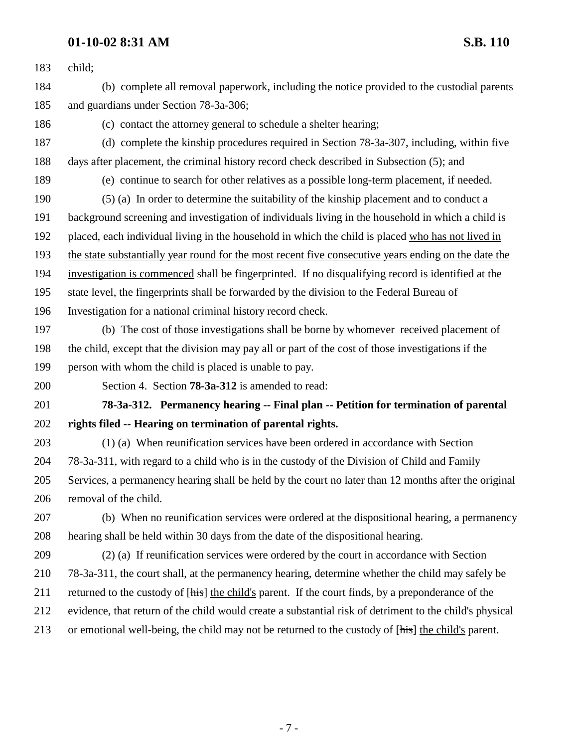183 child;

184 (b) complete all removal paperwork, including the notice provided to the custodial parents

185 and guardians under Section 78-3a-306;

186 (c) contact the attorney general to schedule a shelter hearing;

187 (d) complete the kinship procedures required in Section 78-3a-307, including, within five

188 days after placement, the criminal history record check described in Subsection (5); and

189 (e) continue to search for other relatives as a possible long-term placement, if needed.

190 (5) (a) In order to determine the suitability of the kinship placement and to conduct a

191 background screening and investigation of individuals living in the household in which a child is

192 placed, each individual living in the household in which the child is placed <u>who has not lived in</u>

193 <u>the state substantially year round for the most recent five consecutive years ending on the date the</u>

194 <u>investigation is commenced</u> shall be fingerprinted. If no disqualifying record is identified at the

195 state level, the fingerprints shall be forwarded by the division to the Federal Bureau of

196 Investigation for a national criminal history record check.

197 (b) The cost of those investigations shall be borne by whomever received placement of

198 the child, except that the division may pay all or part of the cost of those investigations if the

199 person with whom the child is placed is unable to pay.

200 Section 4. Section **78-3a-312** is amended to read:

201 **78-3a-312. Permanency hearing -- Final plan -- Petition for termination of parental**

202 **rights filed -- Hearing on termination of parental rights.**

203 (1) (a) When reunification services have been ordered in accordance with Section

204 78-3a-311, with regard to a child who is in the custody of the Division of Child and Family

205 Services, a permanency hearing shall be held by the court no later than 12 months after the original

206 removal of the child.

207 (b) When no reunification services were ordered at the dispositional hearing, a permanency

208 hearing shall be held within 30 days from the date of the dispositional hearing.

209 (2) (a) If reunification services were ordered by the court in accordance with Section

210 78-3a-311, the court shall, at the permanency hearing, determine whether the child may safely be

211 returned to the custody of [~~his~~] <u>the child's</u> parent. If the court finds, by a preponderance of the

212 evidence, that return of the child would create a substantial risk of detriment to the child's physical

213 or emotional well-being, the child may not be returned to the custody of [~~his~~] <u>the child's</u> parent.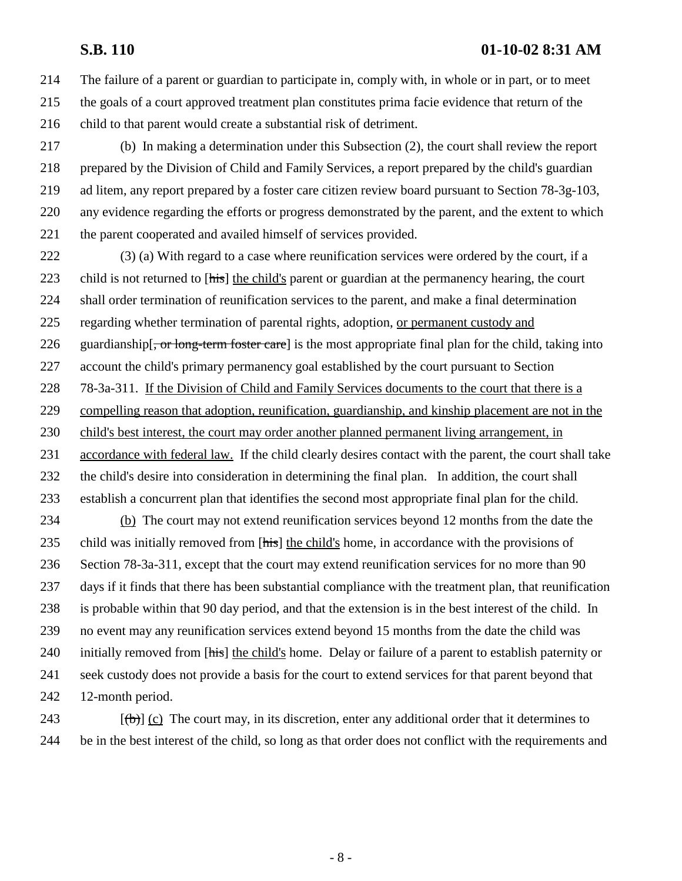214 The failure of a parent or guardian to participate in, comply with, in whole or in part, or to meet
215 the goals of a court approved treatment plan constitutes prima facie evidence that return of the
216 child to that parent would create a substantial risk of detriment.

217 (b) In making a determination under this Subsection (2), the court shall review the report
218 prepared by the Division of Child and Family Services, a report prepared by the child's guardian
219 ad litem, any report prepared by a foster care citizen review board pursuant to Section 78-3g-103,
220 any evidence regarding the efforts or progress demonstrated by the parent, and the extent to which
221 the parent cooperated and availed himself of services provided.

222 (3) (a) With regard to a case where reunification services were ordered by the court, if a
223 child is not returned to [~~his~~] <u>the child's</u> parent or guardian at the permanency hearing, the court
224 shall order termination of reunification services to the parent, and make a final determination
225 regarding whether termination of parental rights, adoption, <u>or permanent custody and</u>
226 guardianship[~~, or long-term foster care~~] is the most appropriate final plan for the child, taking into
227 account the child's primary permanency goal established by the court pursuant to Section
228 78-3a-311. <u>If the Division of Child and Family Services documents to the court that there is a</u>
229 <u>compelling reason that adoption, reunification, guardianship, and kinship placement are not in the</u>
230 <u>child's best interest, the court may order another planned permanent living arrangement, in</u>
231 <u>accordance with federal law.</u> If the child clearly desires contact with the parent, the court shall take
232 the child's desire into consideration in determining the final plan. In addition, the court shall
233 establish a concurrent plan that identifies the second most appropriate final plan for the child.

234 <u>(b)</u> The court may not extend reunification services beyond 12 months from the date the
235 child was initially removed from [~~his~~] <u>the child's</u> home, in accordance with the provisions of
236 Section 78-3a-311, except that the court may extend reunification services for no more than 90
237 days if it finds that there has been substantial compliance with the treatment plan, that reunification
238 is probable within that 90 day period, and that the extension is in the best interest of the child. In
239 no event may any reunification services extend beyond 15 months from the date the child was
240 initially removed from [~~his~~] <u>the child's</u> home. Delay or failure of a parent to establish paternity or
241 seek custody does not provide a basis for the court to extend services for that parent beyond that
242 12-month period.

243 [~~(b)~~] <u>(c)</u> The court may, in its discretion, enter any additional order that it determines to
244 be in the best interest of the child, so long as that order does not conflict with the requirements and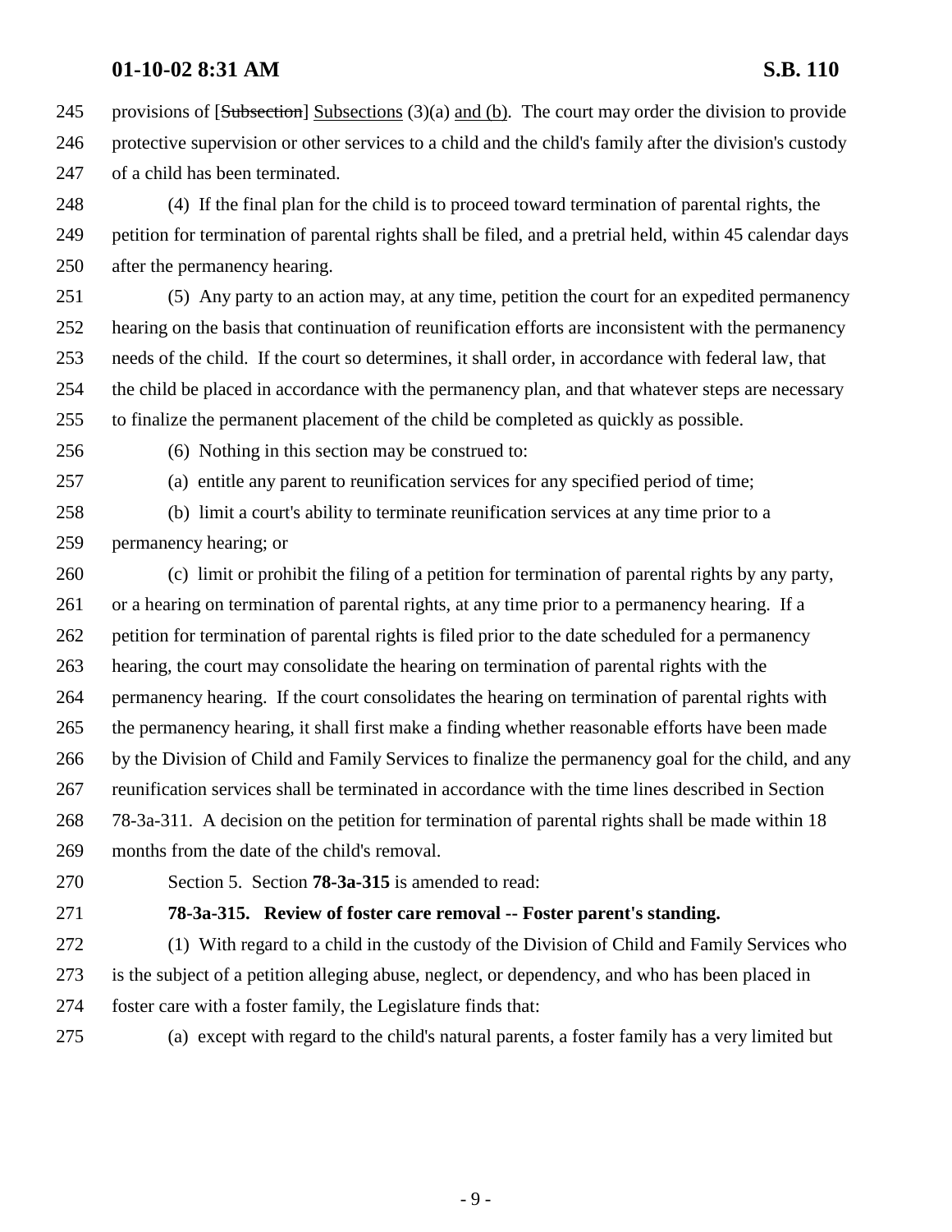provisions of [~~Subsection~~] Subsections (3)(a) and (b). The court may order the division to provide protective supervision or other services to a child and the child's family after the division's custody of a child has been terminated.

(4) If the final plan for the child is to proceed toward termination of parental rights, the petition for termination of parental rights shall be filed, and a pretrial held, within 45 calendar days after the permanency hearing.

(5) Any party to an action may, at any time, petition the court for an expedited permanency hearing on the basis that continuation of reunification efforts are inconsistent with the permanency needs of the child. If the court so determines, it shall order, in accordance with federal law, that the child be placed in accordance with the permanency plan, and that whatever steps are necessary to finalize the permanent placement of the child be completed as quickly as possible.

(6) Nothing in this section may be construed to:

(a) entitle any parent to reunification services for any specified period of time;

(b) limit a court's ability to terminate reunification services at any time prior to a permanency hearing; or

(c) limit or prohibit the filing of a petition for termination of parental rights by any party, or a hearing on termination of parental rights, at any time prior to a permanency hearing. If a petition for termination of parental rights is filed prior to the date scheduled for a permanency hearing, the court may consolidate the hearing on termination of parental rights with the permanency hearing. If the court consolidates the hearing on termination of parental rights with the permanency hearing, it shall first make a finding whether reasonable efforts have been made by the Division of Child and Family Services to finalize the permanency goal for the child, and any reunification services shall be terminated in accordance with the time lines described in Section 78-3a-311. A decision on the petition for termination of parental rights shall be made within 18 months from the date of the child's removal.

Section 5. Section **78-3a-315** is amended to read:

**78-3a-315. Review of foster care removal -- Foster parent's standing.**

(1) With regard to a child in the custody of the Division of Child and Family Services who is the subject of a petition alleging abuse, neglect, or dependency, and who has been placed in foster care with a foster family, the Legislature finds that:

(a) except with regard to the child's natural parents, a foster family has a very limited but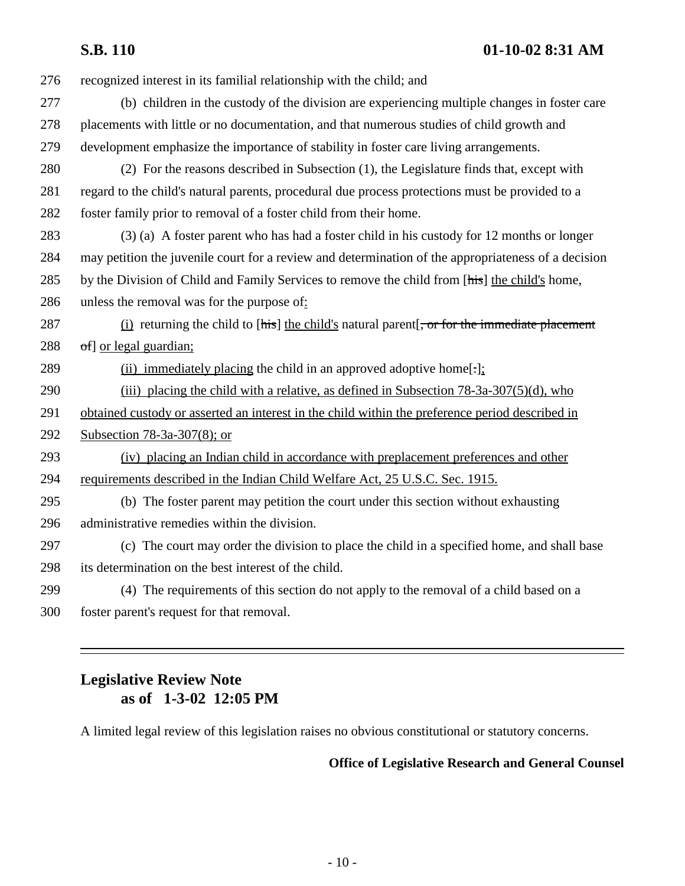recognized interest in its familial relationship with the child; and

(b) children in the custody of the division are experiencing multiple changes in foster care placements with little or no documentation, and that numerous studies of child growth and development emphasize the importance of stability in foster care living arrangements.

(2) For the reasons described in Subsection (1), the Legislature finds that, except with regard to the child's natural parents, procedural due process protections must be provided to a foster family prior to removal of a foster child from their home.

(3) (a) A foster parent who has had a foster child in his custody for 12 months or longer may petition the juvenile court for a review and determination of the appropriateness of a decision by the Division of Child and Family Services to remove the child from [his] the child's home, unless the removal was for the purpose of:

(i) returning the child to [his] the child's natural parent[, or for the immediate placement of] or legal guardian;

(ii) immediately placing the child in an approved adoptive home[.];

(iii) placing the child with a relative, as defined in Subsection 78-3a-307(5)(d), who obtained custody or asserted an interest in the child within the preference period described in Subsection 78-3a-307(8); or

(iv) placing an Indian child in accordance with preplacement preferences and other requirements described in the Indian Child Welfare Act, 25 U.S.C. Sec. 1915.

(b) The foster parent may petition the court under this section without exhausting administrative remedies within the division.

(c) The court may order the division to place the child in a specified home, and shall base its determination on the best interest of the child.

(4) The requirements of this section do not apply to the removal of a child based on a foster parent's request for that removal.

---

## Legislative Review Note
### as of 1-3-02 12:05 PM

A limited legal review of this legislation raises no obvious constitutional or statutory concerns.

**Office of Legislative Research and General Counsel**